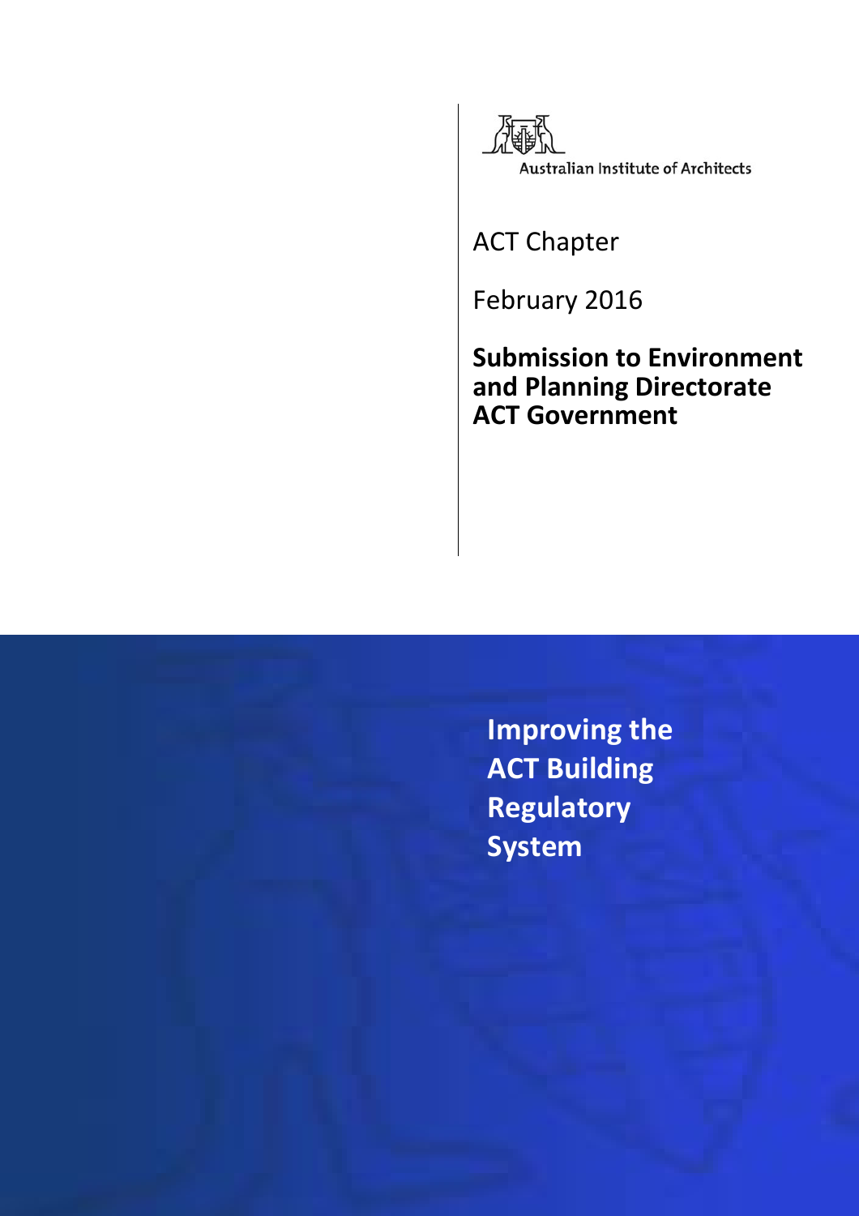Australian Institute of Architects

ACT Chapter

February 2016

**Submission to Environment and Planning Directorate ACT Government**

# Improving the ACT Building Regulatory System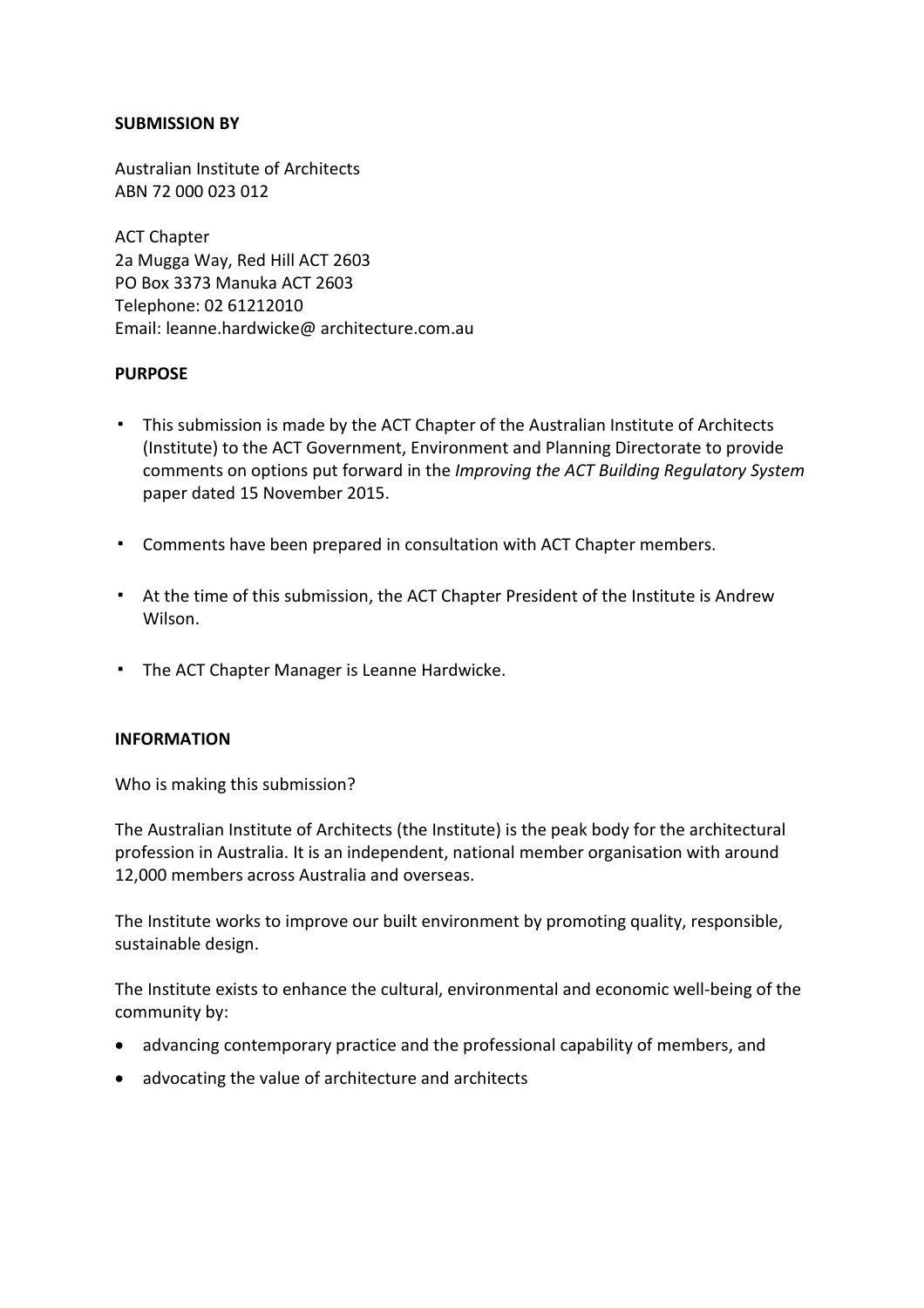**SUBMISSION BY**

Australian Institute of Architects
ABN 72 000 023 012

ACT Chapter
2a Mugga Way, Red Hill ACT 2603
PO Box 3373 Manuka ACT 2603
Telephone: 02 61212010
Email: leanne.hardwicke@ architecture.com.au

**PURPOSE**

- This submission is made by the ACT Chapter of the Australian Institute of Architects (Institute) to the ACT Government, Environment and Planning Directorate to provide comments on options put forward in the *Improving the ACT Building Regulatory System* paper dated 15 November 2015.

- Comments have been prepared in consultation with ACT Chapter members.

- At the time of this submission, the ACT Chapter President of the Institute is Andrew Wilson.

- The ACT Chapter Manager is Leanne Hardwicke.

**INFORMATION**

Who is making this submission?

The Australian Institute of Architects (the Institute) is the peak body for the architectural profession in Australia. It is an independent, national member organisation with around 12,000 members across Australia and overseas.

The Institute works to improve our built environment by promoting quality, responsible, sustainable design.

The Institute exists to enhance the cultural, environmental and economic well-being of the community by:

- advancing contemporary practice and the professional capability of members, and
- advocating the value of architecture and architects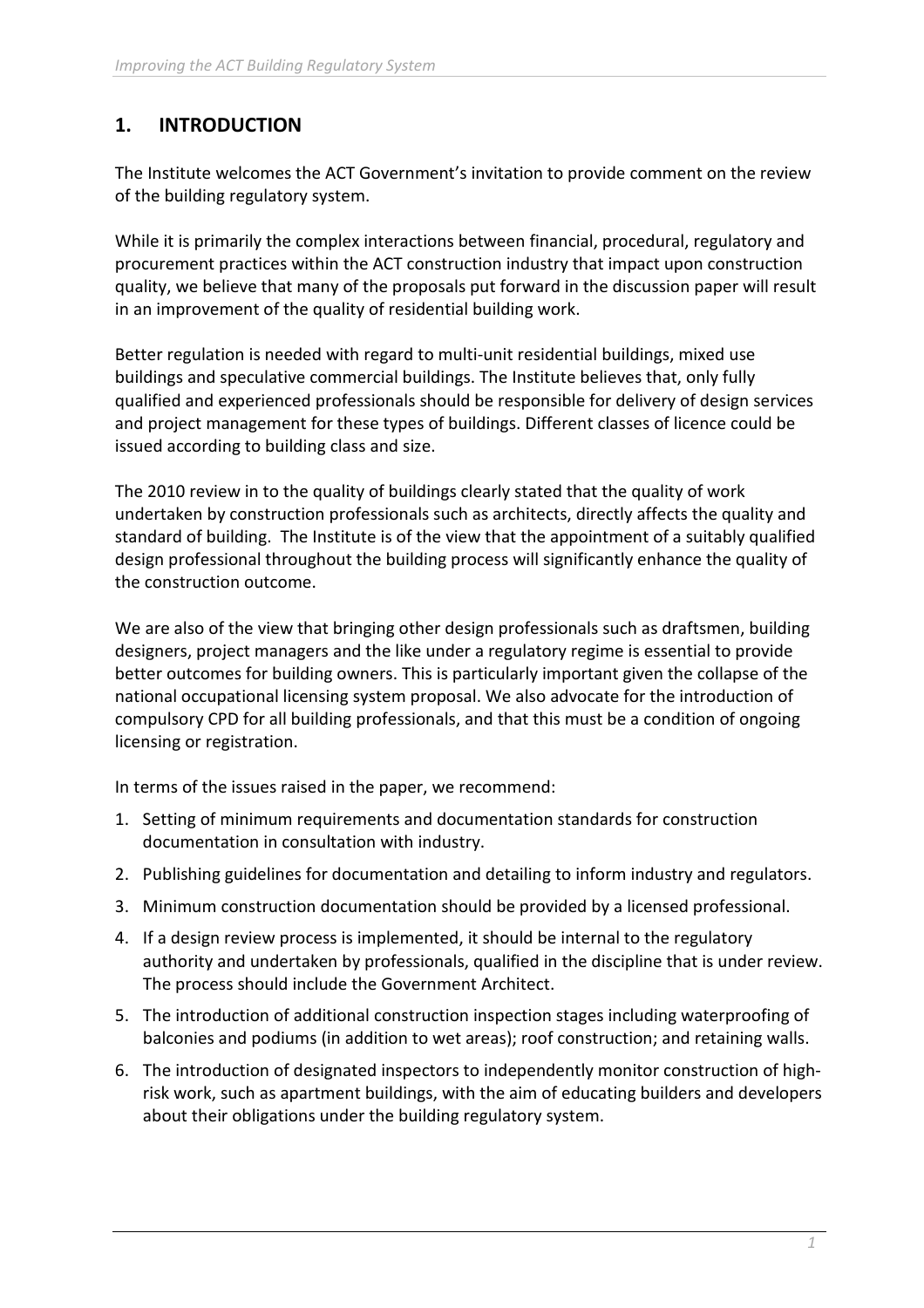## 1. INTRODUCTION

The Institute welcomes the ACT Government's invitation to provide comment on the review of the building regulatory system.

While it is primarily the complex interactions between financial, procedural, regulatory and procurement practices within the ACT construction industry that impact upon construction quality, we believe that many of the proposals put forward in the discussion paper will result in an improvement of the quality of residential building work.

Better regulation is needed with regard to multi-unit residential buildings, mixed use buildings and speculative commercial buildings. The Institute believes that, only fully qualified and experienced professionals should be responsible for delivery of design services and project management for these types of buildings. Different classes of licence could be issued according to building class and size.

The 2010 review in to the quality of buildings clearly stated that the quality of work undertaken by construction professionals such as architects, directly affects the quality and standard of building. The Institute is of the view that the appointment of a suitably qualified design professional throughout the building process will significantly enhance the quality of the construction outcome.

We are also of the view that bringing other design professionals such as draftsmen, building designers, project managers and the like under a regulatory regime is essential to provide better outcomes for building owners. This is particularly important given the collapse of the national occupational licensing system proposal. We also advocate for the introduction of compulsory CPD for all building professionals, and that this must be a condition of ongoing licensing or registration.

In terms of the issues raised in the paper, we recommend:

1. Setting of minimum requirements and documentation standards for construction documentation in consultation with industry.
2. Publishing guidelines for documentation and detailing to inform industry and regulators.
3. Minimum construction documentation should be provided by a licensed professional.
4. If a design review process is implemented, it should be internal to the regulatory authority and undertaken by professionals, qualified in the discipline that is under review. The process should include the Government Architect.
5. The introduction of additional construction inspection stages including waterproofing of balconies and podiums (in addition to wet areas); roof construction; and retaining walls.
6. The introduction of designated inspectors to independently monitor construction of high-risk work, such as apartment buildings, with the aim of educating builders and developers about their obligations under the building regulatory system.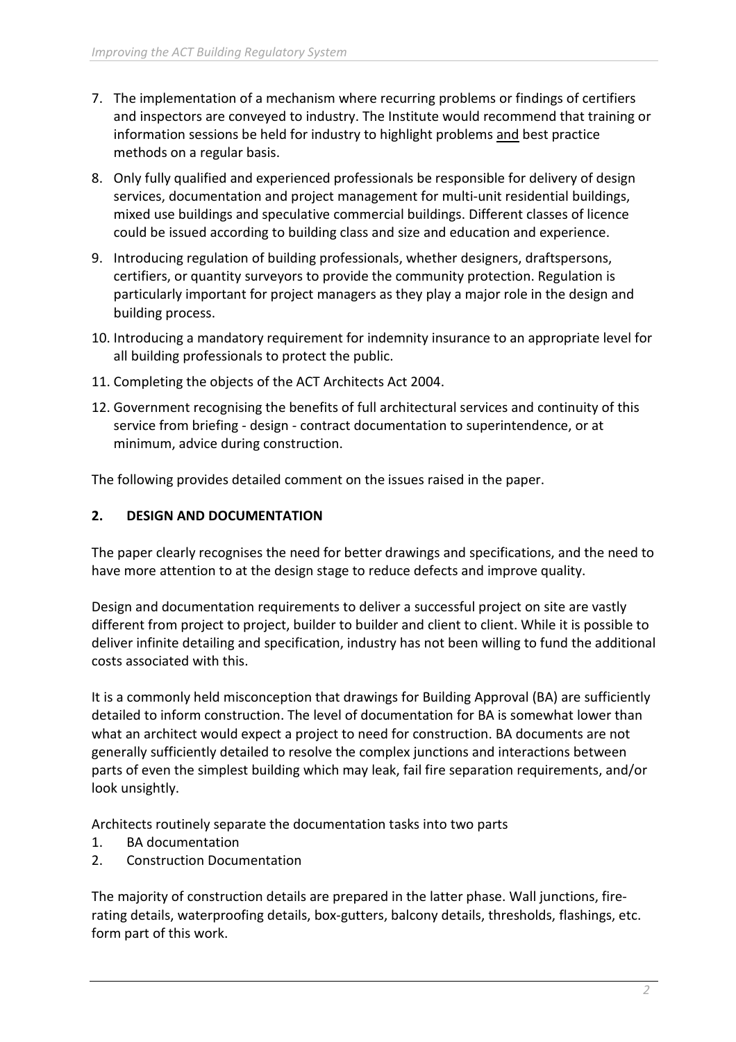7. The implementation of a mechanism where recurring problems or findings of certifiers and inspectors are conveyed to industry. The Institute would recommend that training or information sessions be held for industry to highlight problems and best practice methods on a regular basis.
8. Only fully qualified and experienced professionals be responsible for delivery of design services, documentation and project management for multi-unit residential buildings, mixed use buildings and speculative commercial buildings. Different classes of licence could be issued according to building class and size and education and experience.
9. Introducing regulation of building professionals, whether designers, draftspersons, certifiers, or quantity surveyors to provide the community protection. Regulation is particularly important for project managers as they play a major role in the design and building process.
10. Introducing a mandatory requirement for indemnity insurance to an appropriate level for all building professionals to protect the public.
11. Completing the objects of the ACT Architects Act 2004.
12. Government recognising the benefits of full architectural services and continuity of this service from briefing - design - contract documentation to superintendence, or at minimum, advice during construction.

The following provides detailed comment on the issues raised in the paper.

## 2. DESIGN AND DOCUMENTATION

The paper clearly recognises the need for better drawings and specifications, and the need to have more attention to at the design stage to reduce defects and improve quality.

Design and documentation requirements to deliver a successful project on site are vastly different from project to project, builder to builder and client to client. While it is possible to deliver infinite detailing and specification, industry has not been willing to fund the additional costs associated with this.

It is a commonly held misconception that drawings for Building Approval (BA) are sufficiently detailed to inform construction. The level of documentation for BA is somewhat lower than what an architect would expect a project to need for construction. BA documents are not generally sufficiently detailed to resolve the complex junctions and interactions between parts of even the simplest building which may leak, fail fire separation requirements, and/or look unsightly.

Architects routinely separate the documentation tasks into two parts

1. BA documentation
2. Construction Documentation

The majority of construction details are prepared in the latter phase. Wall junctions, fire-rating details, waterproofing details, box-gutters, balcony details, thresholds, flashings, etc. form part of this work.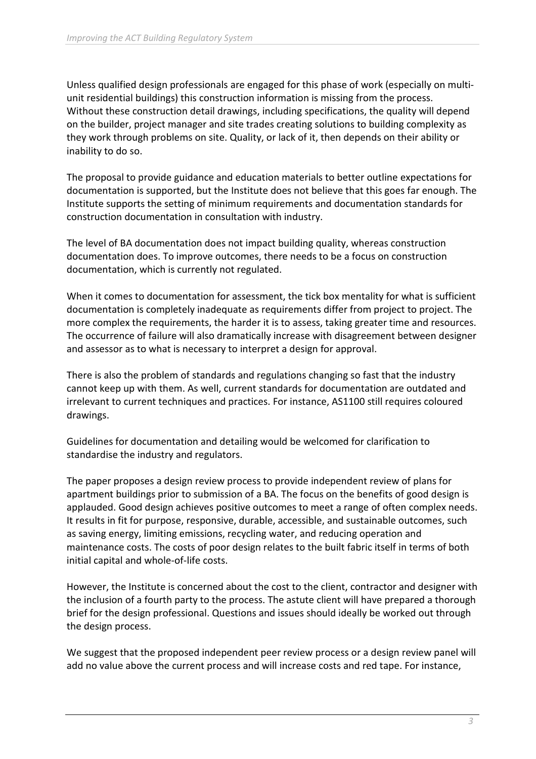Unless qualified design professionals are engaged for this phase of work (especially on multi-unit residential buildings) this construction information is missing from the process. Without these construction detail drawings, including specifications, the quality will depend on the builder, project manager and site trades creating solutions to building complexity as they work through problems on site. Quality, or lack of it, then depends on their ability or inability to do so.

The proposal to provide guidance and education materials to better outline expectations for documentation is supported, but the Institute does not believe that this goes far enough. The Institute supports the setting of minimum requirements and documentation standards for construction documentation in consultation with industry.

The level of BA documentation does not impact building quality, whereas construction documentation does. To improve outcomes, there needs to be a focus on construction documentation, which is currently not regulated.

When it comes to documentation for assessment, the tick box mentality for what is sufficient documentation is completely inadequate as requirements differ from project to project. The more complex the requirements, the harder it is to assess, taking greater time and resources. The occurrence of failure will also dramatically increase with disagreement between designer and assessor as to what is necessary to interpret a design for approval.

There is also the problem of standards and regulations changing so fast that the industry cannot keep up with them. As well, current standards for documentation are outdated and irrelevant to current techniques and practices. For instance, AS1100 still requires coloured drawings.

Guidelines for documentation and detailing would be welcomed for clarification to standardise the industry and regulators.

The paper proposes a design review process to provide independent review of plans for apartment buildings prior to submission of a BA. The focus on the benefits of good design is applauded. Good design achieves positive outcomes to meet a range of often complex needs. It results in fit for purpose, responsive, durable, accessible, and sustainable outcomes, such as saving energy, limiting emissions, recycling water, and reducing operation and maintenance costs. The costs of poor design relates to the built fabric itself in terms of both initial capital and whole-of-life costs.

However, the Institute is concerned about the cost to the client, contractor and designer with the inclusion of a fourth party to the process. The astute client will have prepared a thorough brief for the design professional. Questions and issues should ideally be worked out through the design process.

We suggest that the proposed independent peer review process or a design review panel will add no value above the current process and will increase costs and red tape. For instance,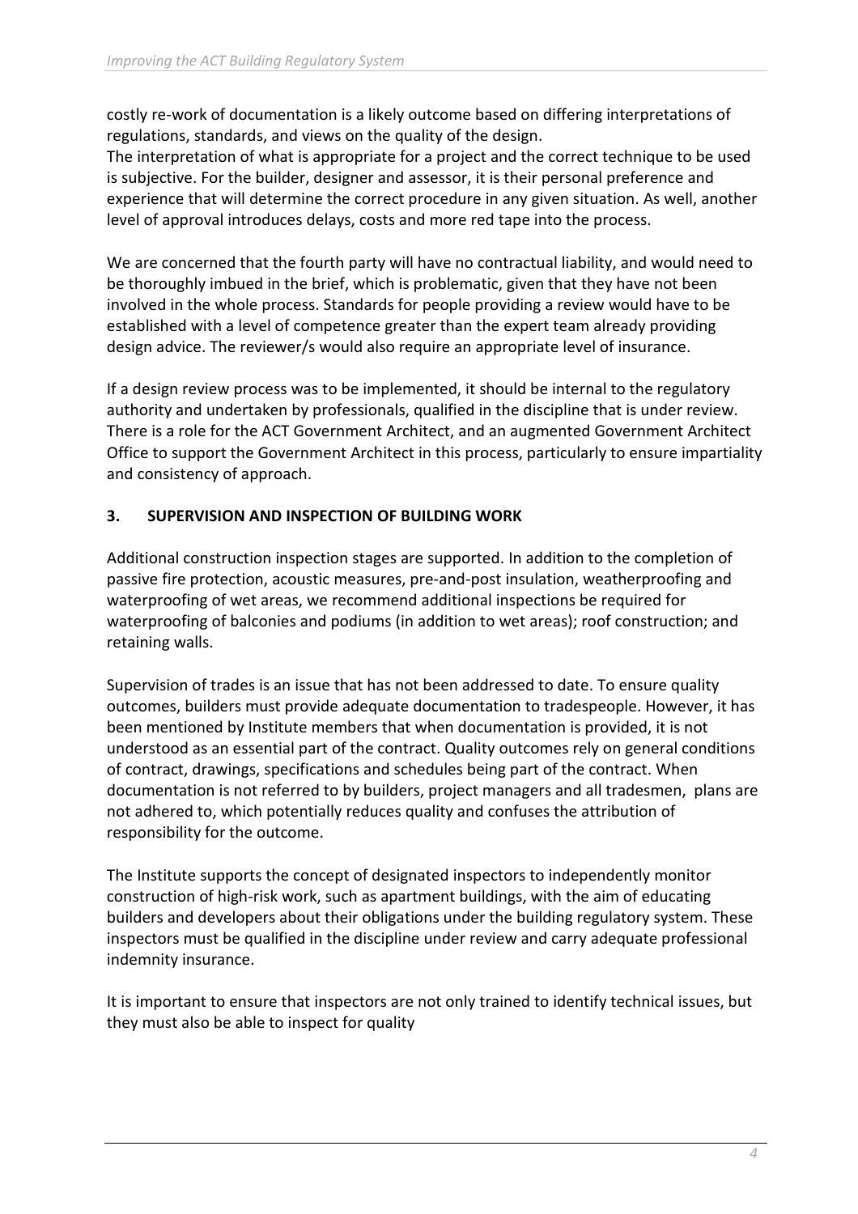costly re-work of documentation is a likely outcome based on differing interpretations of regulations, standards, and views on the quality of the design.
The interpretation of what is appropriate for a project and the correct technique to be used is subjective. For the builder, designer and assessor, it is their personal preference and experience that will determine the correct procedure in any given situation. As well, another level of approval introduces delays, costs and more red tape into the process.

We are concerned that the fourth party will have no contractual liability, and would need to be thoroughly imbued in the brief, which is problematic, given that they have not been involved in the whole process. Standards for people providing a review would have to be established with a level of competence greater than the expert team already providing design advice. The reviewer/s would also require an appropriate level of insurance.

If a design review process was to be implemented, it should be internal to the regulatory authority and undertaken by professionals, qualified in the discipline that is under review. There is a role for the ACT Government Architect, and an augmented Government Architect Office to support the Government Architect in this process, particularly to ensure impartiality and consistency of approach.

## 3. SUPERVISION AND INSPECTION OF BUILDING WORK

Additional construction inspection stages are supported. In addition to the completion of passive fire protection, acoustic measures, pre-and-post insulation, weatherproofing and waterproofing of wet areas, we recommend additional inspections be required for waterproofing of balconies and podiums (in addition to wet areas); roof construction; and retaining walls.

Supervision of trades is an issue that has not been addressed to date. To ensure quality outcomes, builders must provide adequate documentation to tradespeople. However, it has been mentioned by Institute members that when documentation is provided, it is not understood as an essential part of the contract. Quality outcomes rely on general conditions of contract, drawings, specifications and schedules being part of the contract. When documentation is not referred to by builders, project managers and all tradesmen, plans are not adhered to, which potentially reduces quality and confuses the attribution of responsibility for the outcome.

The Institute supports the concept of designated inspectors to independently monitor construction of high-risk work, such as apartment buildings, with the aim of educating builders and developers about their obligations under the building regulatory system. These inspectors must be qualified in the discipline under review and carry adequate professional indemnity insurance.

It is important to ensure that inspectors are not only trained to identify technical issues, but they must also be able to inspect for quality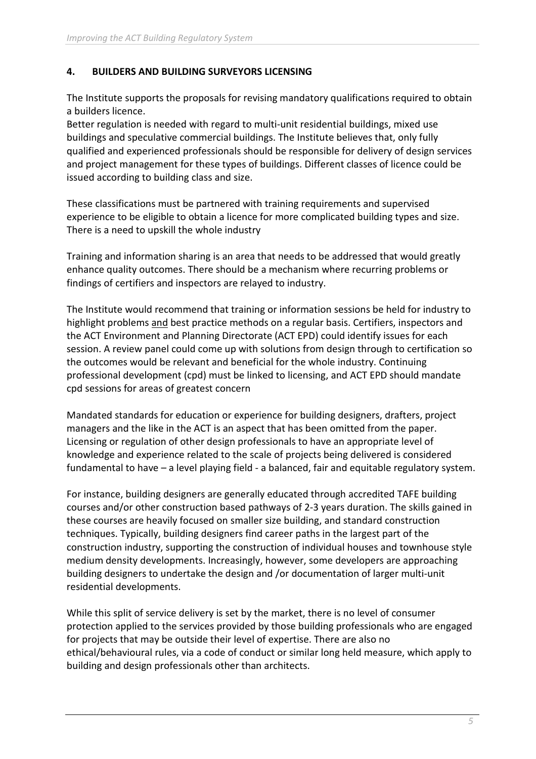## 4. BUILDERS AND BUILDING SURVEYORS LICENSING

The Institute supports the proposals for revising mandatory qualifications required to obtain a builders licence.
Better regulation is needed with regard to multi-unit residential buildings, mixed use buildings and speculative commercial buildings. The Institute believes that, only fully qualified and experienced professionals should be responsible for delivery of design services and project management for these types of buildings. Different classes of licence could be issued according to building class and size.

These classifications must be partnered with training requirements and supervised experience to be eligible to obtain a licence for more complicated building types and size. There is a need to upskill the whole industry

Training and information sharing is an area that needs to be addressed that would greatly enhance quality outcomes. There should be a mechanism where recurring problems or findings of certifiers and inspectors are relayed to industry.

The Institute would recommend that training or information sessions be held for industry to highlight problems <u>and</u> best practice methods on a regular basis. Certifiers, inspectors and the ACT Environment and Planning Directorate (ACT EPD) could identify issues for each session. A review panel could come up with solutions from design through to certification so the outcomes would be relevant and beneficial for the whole industry. Continuing professional development (cpd) must be linked to licensing, and ACT EPD should mandate cpd sessions for areas of greatest concern

Mandated standards for education or experience for building designers, drafters, project managers and the like in the ACT is an aspect that has been omitted from the paper. Licensing or regulation of other design professionals to have an appropriate level of knowledge and experience related to the scale of projects being delivered is considered fundamental to have – a level playing field - a balanced, fair and equitable regulatory system.

For instance, building designers are generally educated through accredited TAFE building courses and/or other construction based pathways of 2-3 years duration. The skills gained in these courses are heavily focused on smaller size building, and standard construction techniques. Typically, building designers find career paths in the largest part of the construction industry, supporting the construction of individual houses and townhouse style medium density developments. Increasingly, however, some developers are approaching building designers to undertake the design and /or documentation of larger multi-unit residential developments.

While this split of service delivery is set by the market, there is no level of consumer protection applied to the services provided by those building professionals who are engaged for projects that may be outside their level of expertise. There are also no ethical/behavioural rules, via a code of conduct or similar long held measure, which apply to building and design professionals other than architects.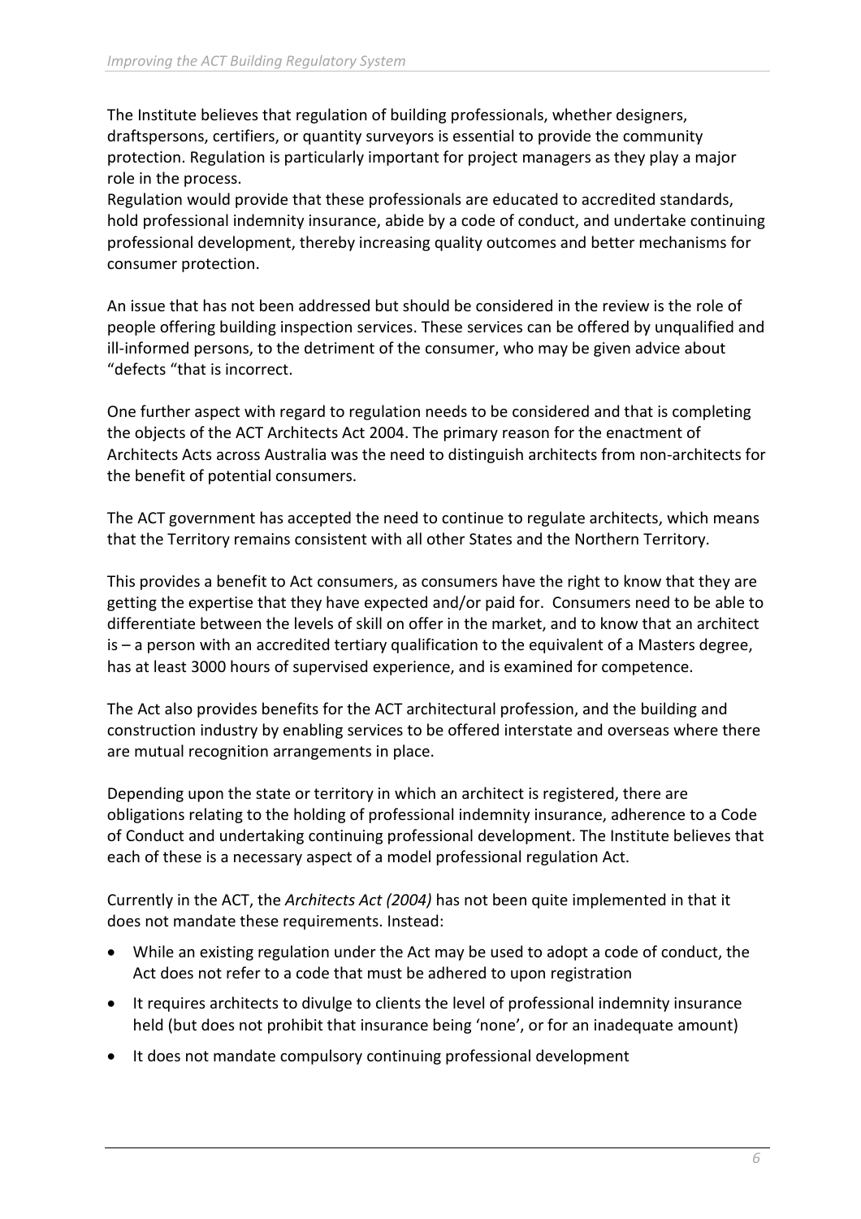The Institute believes that regulation of building professionals, whether designers, draftspersons, certifiers, or quantity surveyors is essential to provide the community protection. Regulation is particularly important for project managers as they play a major role in the process.
Regulation would provide that these professionals are educated to accredited standards, hold professional indemnity insurance, abide by a code of conduct, and undertake continuing professional development, thereby increasing quality outcomes and better mechanisms for consumer protection.

An issue that has not been addressed but should be considered in the review is the role of people offering building inspection services. These services can be offered by unqualified and ill-informed persons, to the detriment of the consumer, who may be given advice about "defects "that is incorrect.

One further aspect with regard to regulation needs to be considered and that is completing the objects of the ACT Architects Act 2004. The primary reason for the enactment of Architects Acts across Australia was the need to distinguish architects from non-architects for the benefit of potential consumers.

The ACT government has accepted the need to continue to regulate architects, which means that the Territory remains consistent with all other States and the Northern Territory.

This provides a benefit to Act consumers, as consumers have the right to know that they are getting the expertise that they have expected and/or paid for. Consumers need to be able to differentiate between the levels of skill on offer in the market, and to know that an architect is – a person with an accredited tertiary qualification to the equivalent of a Masters degree, has at least 3000 hours of supervised experience, and is examined for competence.

The Act also provides benefits for the ACT architectural profession, and the building and construction industry by enabling services to be offered interstate and overseas where there are mutual recognition arrangements in place.

Depending upon the state or territory in which an architect is registered, there are obligations relating to the holding of professional indemnity insurance, adherence to a Code of Conduct and undertaking continuing professional development. The Institute believes that each of these is a necessary aspect of a model professional regulation Act.

Currently in the ACT, the *Architects Act (2004)* has not been quite implemented in that it does not mandate these requirements. Instead:

- While an existing regulation under the Act may be used to adopt a code of conduct, the Act does not refer to a code that must be adhered to upon registration
- It requires architects to divulge to clients the level of professional indemnity insurance held (but does not prohibit that insurance being 'none', or for an inadequate amount)
- It does not mandate compulsory continuing professional development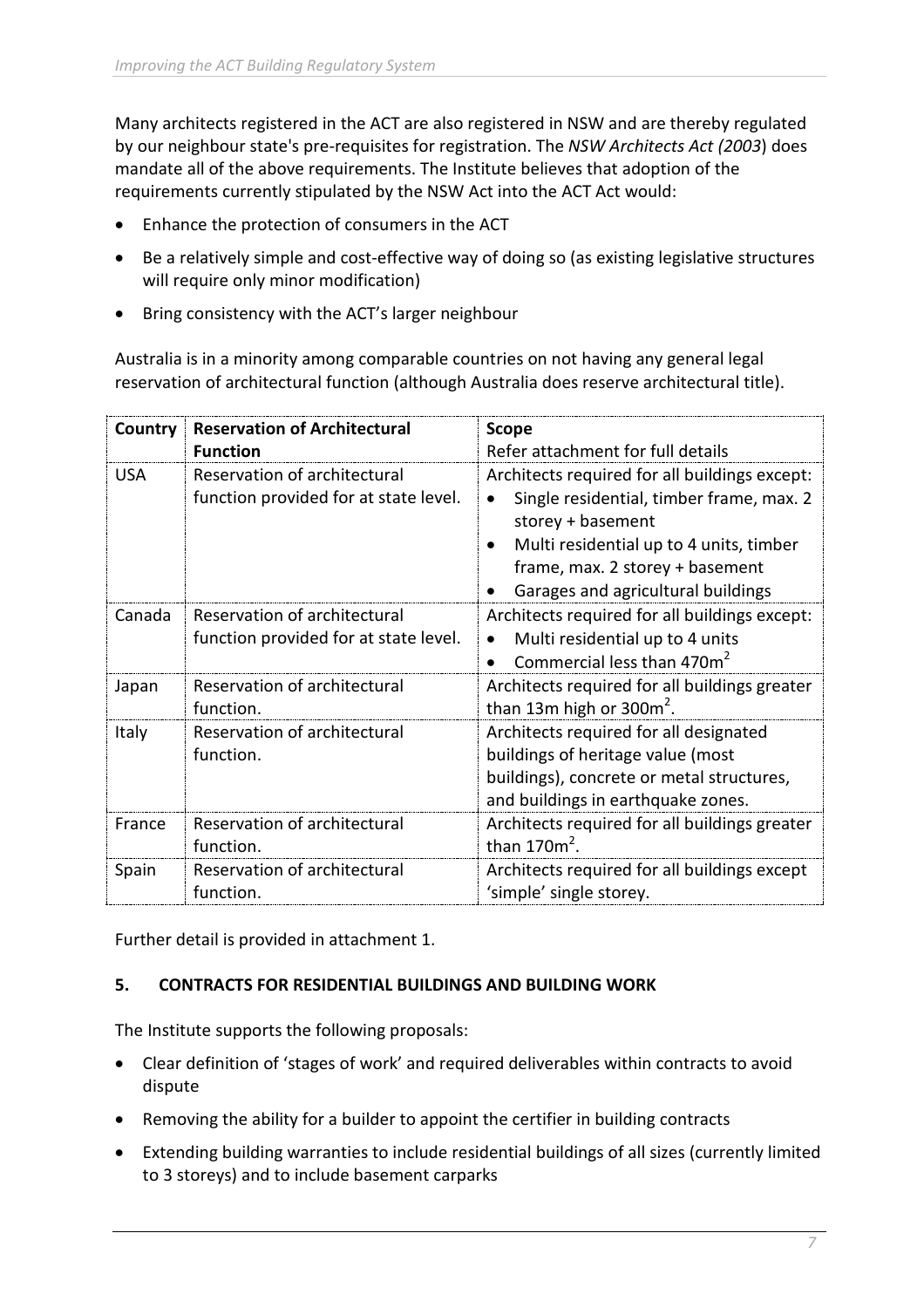Many architects registered in the ACT are also registered in NSW and are thereby regulated by our neighbour state's pre-requisites for registration. The *NSW Architects Act (2003*) does mandate all of the above requirements. The Institute believes that adoption of the requirements currently stipulated by the NSW Act into the ACT Act would:

- Enhance the protection of consumers in the ACT
- Be a relatively simple and cost-effective way of doing so (as existing legislative structures will require only minor modification)
- Bring consistency with the ACT's larger neighbour

Australia is in a minority among comparable countries on not having any general legal reservation of architectural function (although Australia does reserve architectural title).

| Country | Reservation of Architectural Function | Scope<br>Refer attachment for full details |
|---|---|---|
| USA | Reservation of architectural function provided for at state level. | Architects required for all buildings except:<br>• Single residential, timber frame, max. 2 storey + basement<br>• Multi residential up to 4 units, timber frame, max. 2 storey + basement<br>• Garages and agricultural buildings |
| Canada | Reservation of architectural function provided for at state level. | Architects required for all buildings except:<br>• Multi residential up to 4 units<br>• Commercial less than 470m$^2$ |
| Japan | Reservation of architectural function. | Architects required for all buildings greater than 13m high or 300m$^2$. |
| Italy | Reservation of architectural function. | Architects required for all designated buildings of heritage value (most buildings), concrete or metal structures, and buildings in earthquake zones. |
| France | Reservation of architectural function. | Architects required for all buildings greater than 170m$^2$. |
| Spain | Reservation of architectural function. | Architects required for all buildings except 'simple' single storey. |

Further detail is provided in attachment 1.

## 5. CONTRACTS FOR RESIDENTIAL BUILDINGS AND BUILDING WORK

The Institute supports the following proposals:

- Clear definition of 'stages of work' and required deliverables within contracts to avoid dispute
- Removing the ability for a builder to appoint the certifier in building contracts
- Extending building warranties to include residential buildings of all sizes (currently limited to 3 storeys) and to include basement carparks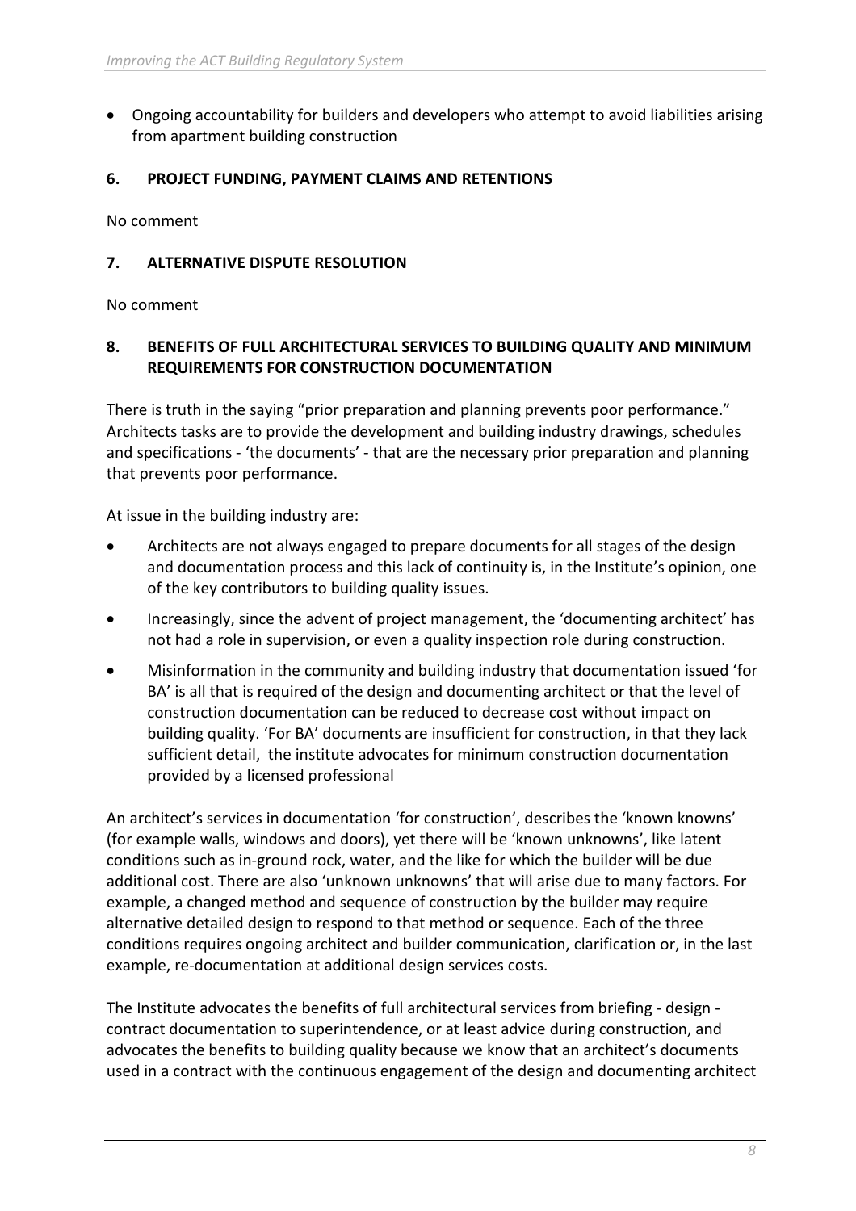- Ongoing accountability for builders and developers who attempt to avoid liabilities arising from apartment building construction

## 6. PROJECT FUNDING, PAYMENT CLAIMS AND RETENTIONS

No comment

## 7. ALTERNATIVE DISPUTE RESOLUTION

No comment

## 8. BENEFITS OF FULL ARCHITECTURAL SERVICES TO BUILDING QUALITY AND MINIMUM REQUIREMENTS FOR CONSTRUCTION DOCUMENTATION

There is truth in the saying "prior preparation and planning prevents poor performance." Architects tasks are to provide the development and building industry drawings, schedules and specifications - 'the documents' - that are the necessary prior preparation and planning that prevents poor performance.

At issue in the building industry are:

- Architects are not always engaged to prepare documents for all stages of the design and documentation process and this lack of continuity is, in the Institute's opinion, one of the key contributors to building quality issues.
- Increasingly, since the advent of project management, the 'documenting architect' has not had a role in supervision, or even a quality inspection role during construction.
- Misinformation in the community and building industry that documentation issued 'for BA' is all that is required of the design and documenting architect or that the level of construction documentation can be reduced to decrease cost without impact on building quality. 'For BA' documents are insufficient for construction, in that they lack sufficient detail, the institute advocates for minimum construction documentation provided by a licensed professional

An architect's services in documentation 'for construction', describes the 'known knowns' (for example walls, windows and doors), yet there will be 'known unknowns', like latent conditions such as in-ground rock, water, and the like for which the builder will be due additional cost. There are also 'unknown unknowns' that will arise due to many factors. For example, a changed method and sequence of construction by the builder may require alternative detailed design to respond to that method or sequence. Each of the three conditions requires ongoing architect and builder communication, clarification or, in the last example, re-documentation at additional design services costs.

The Institute advocates the benefits of full architectural services from briefing - design - contract documentation to superintendence, or at least advice during construction, and advocates the benefits to building quality because we know that an architect's documents used in a contract with the continuous engagement of the design and documenting architect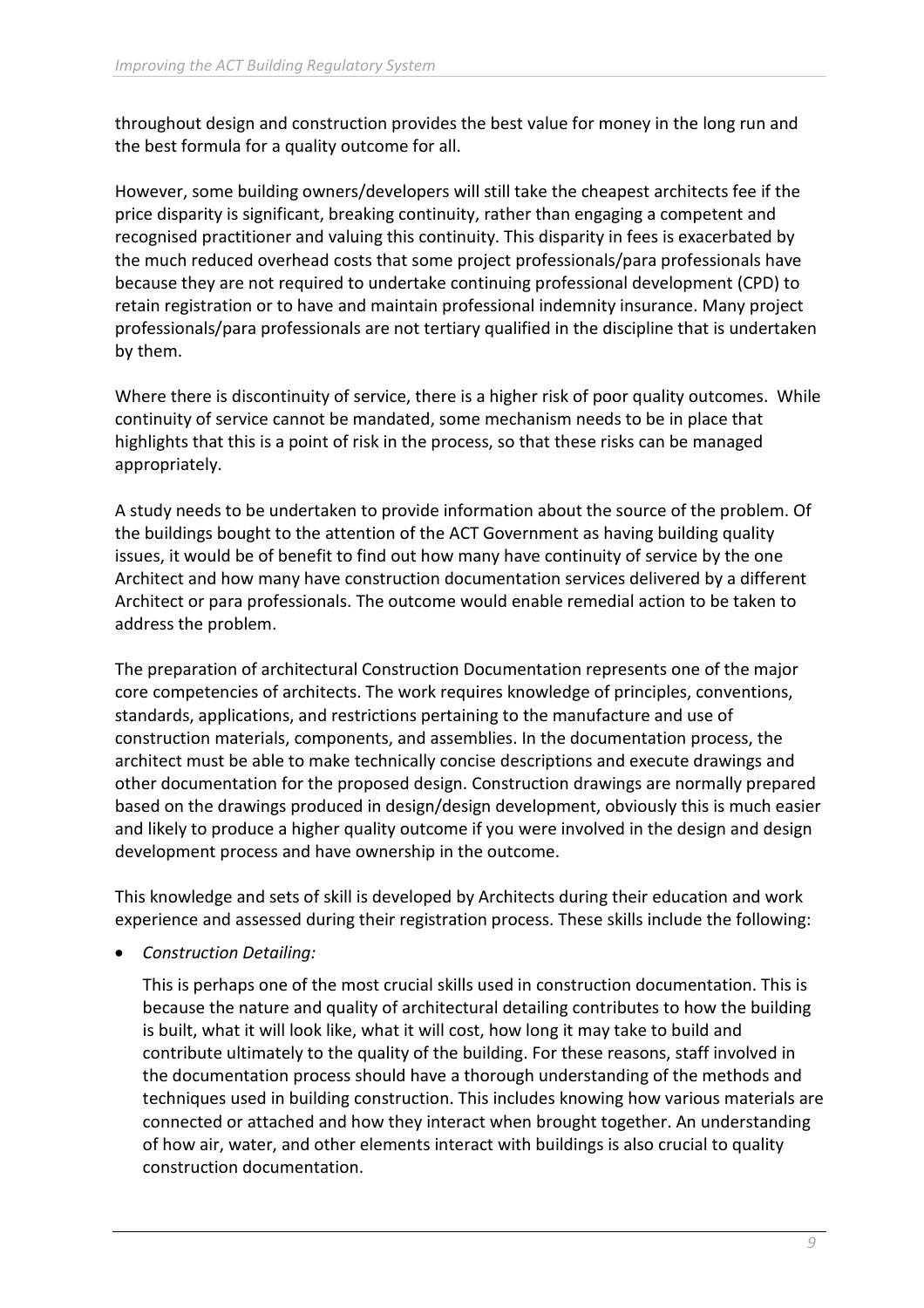throughout design and construction provides the best value for money in the long run and the best formula for a quality outcome for all.

However, some building owners/developers will still take the cheapest architects fee if the price disparity is significant, breaking continuity, rather than engaging a competent and recognised practitioner and valuing this continuity. This disparity in fees is exacerbated by the much reduced overhead costs that some project professionals/para professionals have because they are not required to undertake continuing professional development (CPD) to retain registration or to have and maintain professional indemnity insurance. Many project professionals/para professionals are not tertiary qualified in the discipline that is undertaken by them.

Where there is discontinuity of service, there is a higher risk of poor quality outcomes. While continuity of service cannot be mandated, some mechanism needs to be in place that highlights that this is a point of risk in the process, so that these risks can be managed appropriately.

A study needs to be undertaken to provide information about the source of the problem. Of the buildings bought to the attention of the ACT Government as having building quality issues, it would be of benefit to find out how many have continuity of service by the one Architect and how many have construction documentation services delivered by a different Architect or para professionals. The outcome would enable remedial action to be taken to address the problem.

The preparation of architectural Construction Documentation represents one of the major core competencies of architects. The work requires knowledge of principles, conventions, standards, applications, and restrictions pertaining to the manufacture and use of construction materials, components, and assemblies. In the documentation process, the architect must be able to make technically concise descriptions and execute drawings and other documentation for the proposed design. Construction drawings are normally prepared based on the drawings produced in design/design development, obviously this is much easier and likely to produce a higher quality outcome if you were involved in the design and design development process and have ownership in the outcome.

This knowledge and sets of skill is developed by Architects during their education and work experience and assessed during their registration process. These skills include the following:

- *Construction Detailing:*

  This is perhaps one of the most crucial skills used in construction documentation. This is because the nature and quality of architectural detailing contributes to how the building is built, what it will look like, what it will cost, how long it may take to build and contribute ultimately to the quality of the building. For these reasons, staff involved in the documentation process should have a thorough understanding of the methods and techniques used in building construction. This includes knowing how various materials are connected or attached and how they interact when brought together. An understanding of how air, water, and other elements interact with buildings is also crucial to quality construction documentation.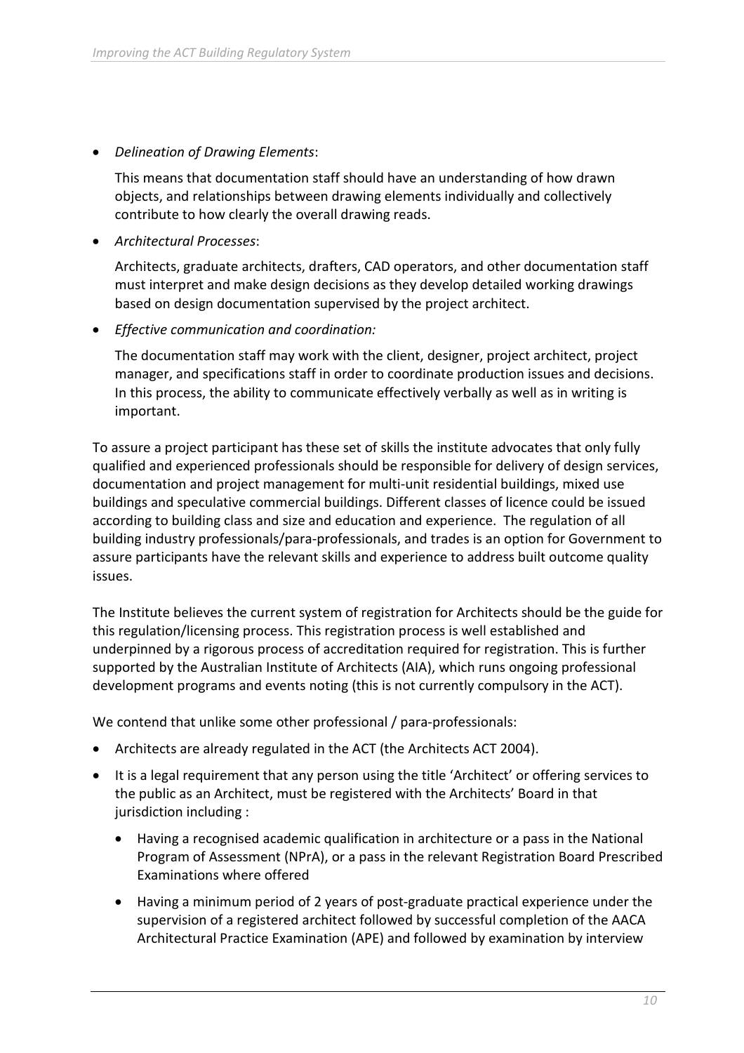- *Delineation of Drawing Elements*:

  This means that documentation staff should have an understanding of how drawn objects, and relationships between drawing elements individually and collectively contribute to how clearly the overall drawing reads.

- *Architectural Processes*:

  Architects, graduate architects, drafters, CAD operators, and other documentation staff must interpret and make design decisions as they develop detailed working drawings based on design documentation supervised by the project architect.

- *Effective communication and coordination:*

  The documentation staff may work with the client, designer, project architect, project manager, and specifications staff in order to coordinate production issues and decisions. In this process, the ability to communicate effectively verbally as well as in writing is important.

To assure a project participant has these set of skills the institute advocates that only fully qualified and experienced professionals should be responsible for delivery of design services, documentation and project management for multi-unit residential buildings, mixed use buildings and speculative commercial buildings. Different classes of licence could be issued according to building class and size and education and experience. The regulation of all building industry professionals/para-professionals, and trades is an option for Government to assure participants have the relevant skills and experience to address built outcome quality issues.

The Institute believes the current system of registration for Architects should be the guide for this regulation/licensing process. This registration process is well established and underpinned by a rigorous process of accreditation required for registration. This is further supported by the Australian Institute of Architects (AIA), which runs ongoing professional development programs and events noting (this is not currently compulsory in the ACT).

We contend that unlike some other professional / para-professionals:

- Architects are already regulated in the ACT (the Architects ACT 2004).
- It is a legal requirement that any person using the title 'Architect' or offering services to the public as an Architect, must be registered with the Architects' Board in that jurisdiction including :
  - Having a recognised academic qualification in architecture or a pass in the National Program of Assessment (NPrA), or a pass in the relevant Registration Board Prescribed Examinations where offered
  - Having a minimum period of 2 years of post-graduate practical experience under the supervision of a registered architect followed by successful completion of the AACA Architectural Practice Examination (APE) and followed by examination by interview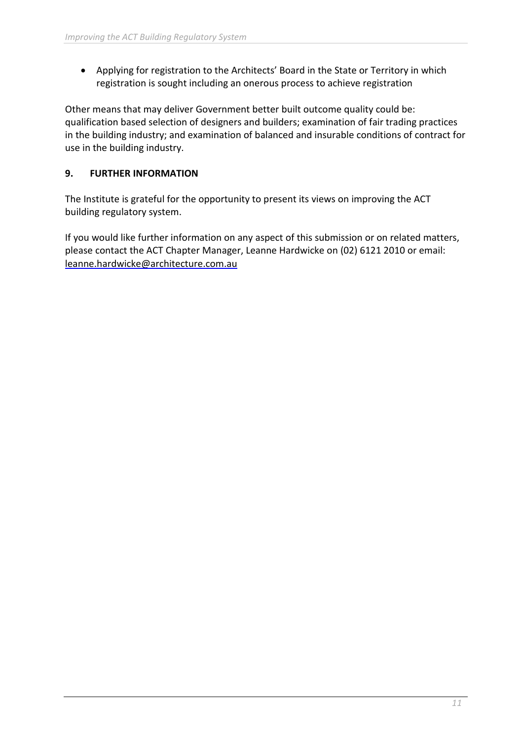- Applying for registration to the Architects' Board in the State or Territory in which registration is sought including an onerous process to achieve registration

Other means that may deliver Government better built outcome quality could be: qualification based selection of designers and builders; examination of fair trading practices in the building industry; and examination of balanced and insurable conditions of contract for use in the building industry.

## 9. FURTHER INFORMATION

The Institute is grateful for the opportunity to present its views on improving the ACT building regulatory system.

If you would like further information on any aspect of this submission or on related matters, please contact the ACT Chapter Manager, Leanne Hardwicke on (02) 6121 2010 or email: leanne.hardwicke@architecture.com.au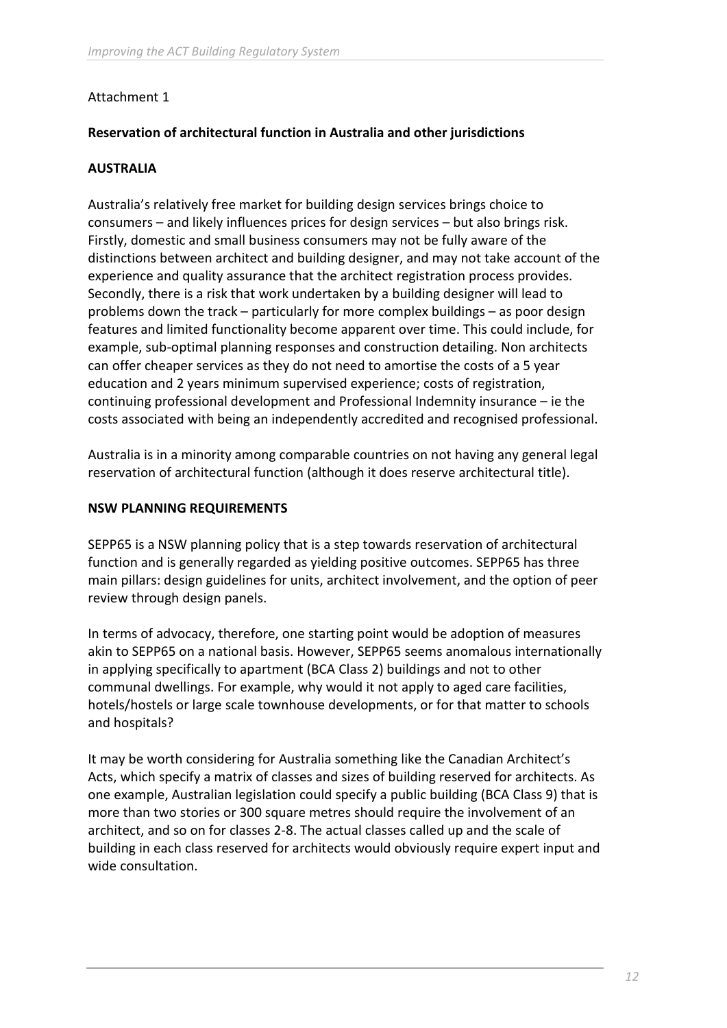Attachment 1

**Reservation of architectural function in Australia and other jurisdictions**

## AUSTRALIA

Australia's relatively free market for building design services brings choice to consumers – and likely influences prices for design services – but also brings risk. Firstly, domestic and small business consumers may not be fully aware of the distinctions between architect and building designer, and may not take account of the experience and quality assurance that the architect registration process provides. Secondly, there is a risk that work undertaken by a building designer will lead to problems down the track – particularly for more complex buildings – as poor design features and limited functionality become apparent over time. This could include, for example, sub-optimal planning responses and construction detailing. Non architects can offer cheaper services as they do not need to amortise the costs of a 5 year education and 2 years minimum supervised experience; costs of registration, continuing professional development and Professional Indemnity insurance – ie the costs associated with being an independently accredited and recognised professional.

Australia is in a minority among comparable countries on not having any general legal reservation of architectural function (although it does reserve architectural title).

## NSW PLANNING REQUIREMENTS

SEPP65 is a NSW planning policy that is a step towards reservation of architectural function and is generally regarded as yielding positive outcomes. SEPP65 has three main pillars: design guidelines for units, architect involvement, and the option of peer review through design panels.

In terms of advocacy, therefore, one starting point would be adoption of measures akin to SEPP65 on a national basis. However, SEPP65 seems anomalous internationally in applying specifically to apartment (BCA Class 2) buildings and not to other communal dwellings. For example, why would it not apply to aged care facilities, hotels/hostels or large scale townhouse developments, or for that matter to schools and hospitals?

It may be worth considering for Australia something like the Canadian Architect's Acts, which specify a matrix of classes and sizes of building reserved for architects. As one example, Australian legislation could specify a public building (BCA Class 9) that is more than two stories or 300 square metres should require the involvement of an architect, and so on for classes 2-8. The actual classes called up and the scale of building in each class reserved for architects would obviously require expert input and wide consultation.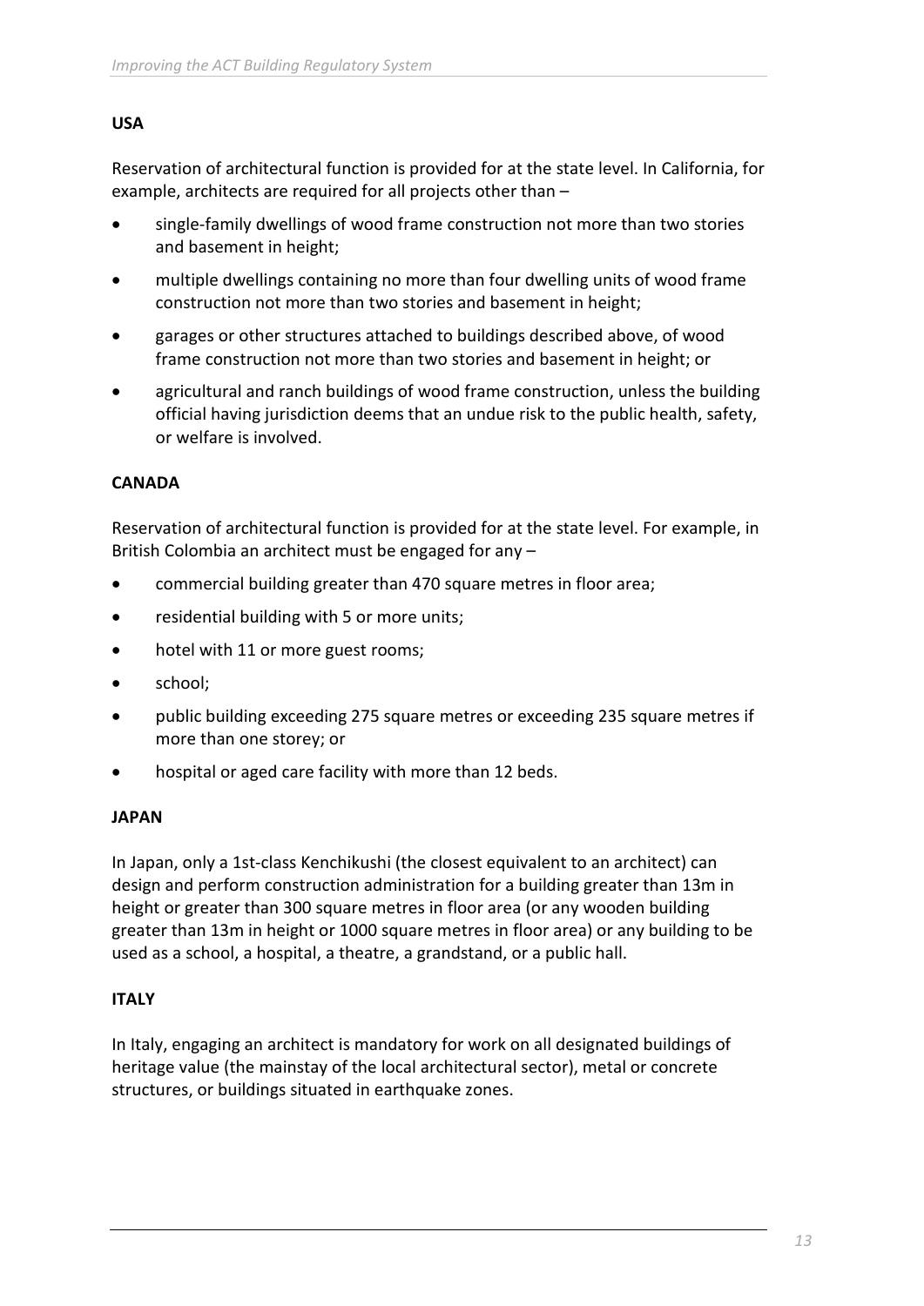**USA**

Reservation of architectural function is provided for at the state level. In California, for example, architects are required for all projects other than –

- single-family dwellings of wood frame construction not more than two stories and basement in height;
- multiple dwellings containing no more than four dwelling units of wood frame construction not more than two stories and basement in height;
- garages or other structures attached to buildings described above, of wood frame construction not more than two stories and basement in height; or
- agricultural and ranch buildings of wood frame construction, unless the building official having jurisdiction deems that an undue risk to the public health, safety, or welfare is involved.

**CANADA**

Reservation of architectural function is provided for at the state level. For example, in British Colombia an architect must be engaged for any –

- commercial building greater than 470 square metres in floor area;
- residential building with 5 or more units;
- hotel with 11 or more guest rooms;
- school;
- public building exceeding 275 square metres or exceeding 235 square metres if more than one storey; or
- hospital or aged care facility with more than 12 beds.

**JAPAN**

In Japan, only a 1st-class Kenchikushi (the closest equivalent to an architect) can design and perform construction administration for a building greater than 13m in height or greater than 300 square metres in floor area (or any wooden building greater than 13m in height or 1000 square metres in floor area) or any building to be used as a school, a hospital, a theatre, a grandstand, or a public hall.

**ITALY**

In Italy, engaging an architect is mandatory for work on all designated buildings of heritage value (the mainstay of the local architectural sector), metal or concrete structures, or buildings situated in earthquake zones.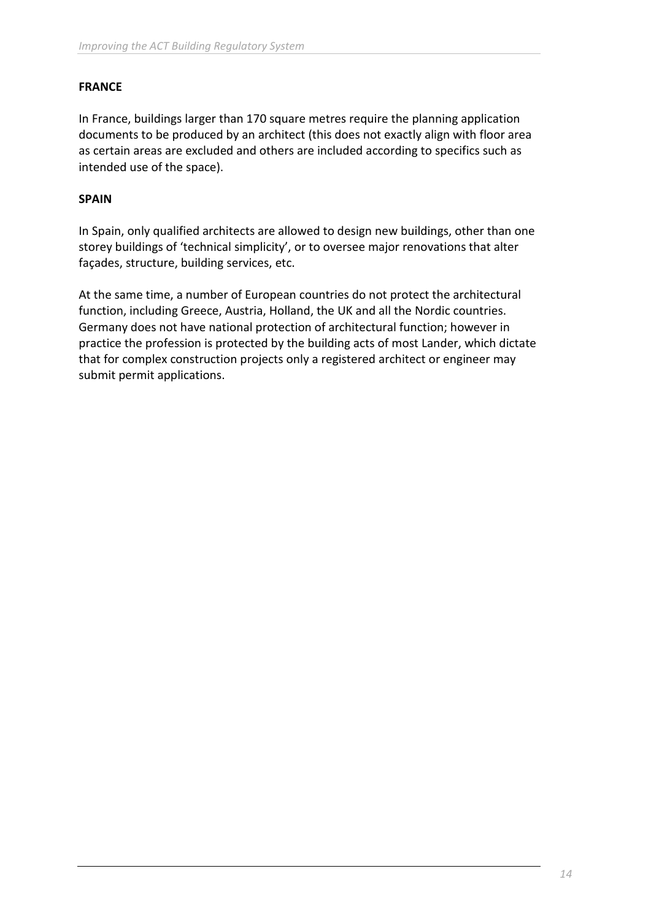**FRANCE**

In France, buildings larger than 170 square metres require the planning application documents to be produced by an architect (this does not exactly align with floor area as certain areas are excluded and others are included according to specifics such as intended use of the space).

**SPAIN**

In Spain, only qualified architects are allowed to design new buildings, other than one storey buildings of 'technical simplicity', or to oversee major renovations that alter façades, structure, building services, etc.

At the same time, a number of European countries do not protect the architectural function, including Greece, Austria, Holland, the UK and all the Nordic countries. Germany does not have national protection of architectural function; however in practice the profession is protected by the building acts of most Lander, which dictate that for complex construction projects only a registered architect or engineer may submit permit applications.